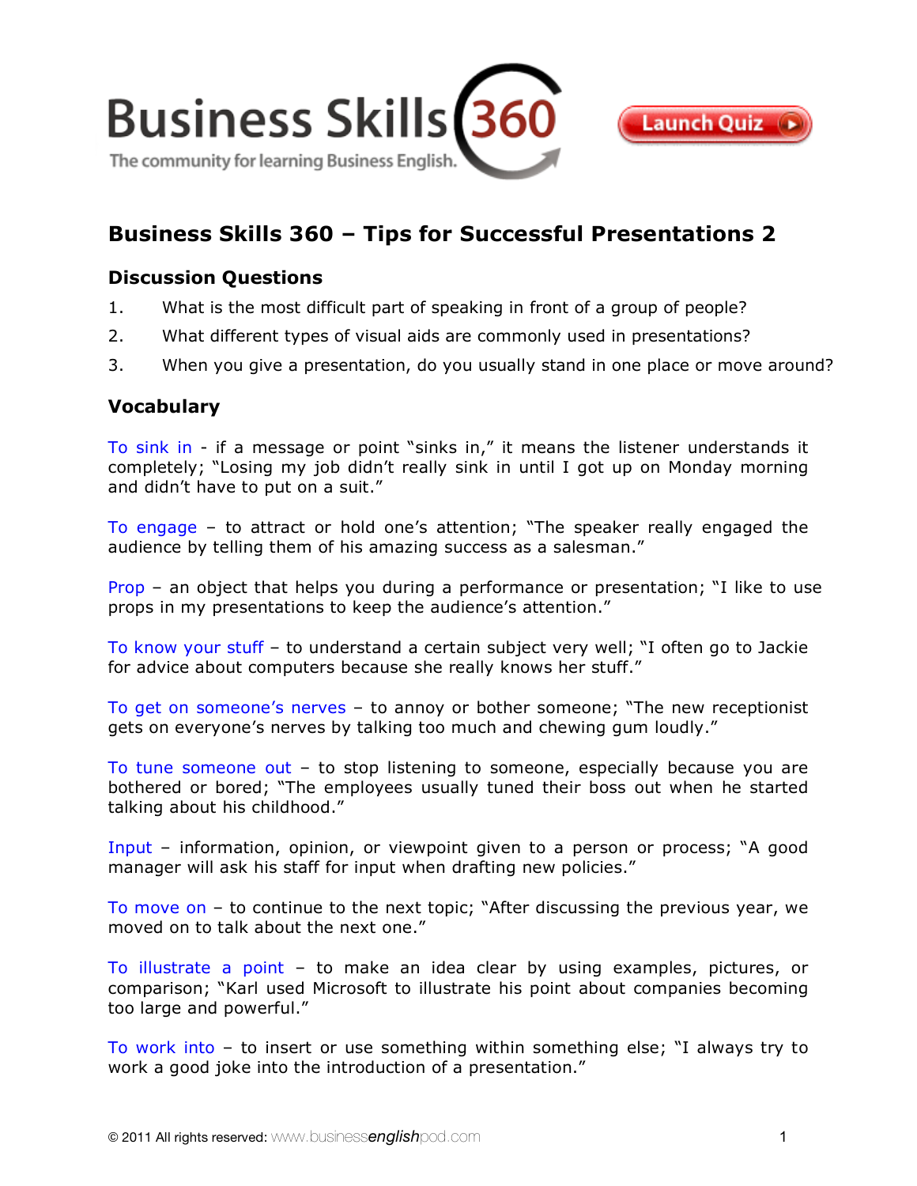# Business Skills 360 – Tips for Successful Presentations 2

## Discussion Questions

1. What is the most difficult part of speaking in front of a group of people?
2. What different types of visual aids are commonly used in presentations?
3. When you give a presentation, do you usually stand in one place or move around?

## Vocabulary

To sink in - if a message or point "sinks in," it means the listener understands it completely; "Losing my job didn't really sink in until I got up on Monday morning and didn't have to put on a suit."

To engage – to attract or hold one's attention; "The speaker really engaged the audience by telling them of his amazing success as a salesman."

Prop – an object that helps you during a performance or presentation; "I like to use props in my presentations to keep the audience's attention."

To know your stuff – to understand a certain subject very well; "I often go to Jackie for advice about computers because she really knows her stuff."

To get on someone's nerves – to annoy or bother someone; "The new receptionist gets on everyone's nerves by talking too much and chewing gum loudly."

To tune someone out – to stop listening to someone, especially because you are bothered or bored; "The employees usually tuned their boss out when he started talking about his childhood."

Input – information, opinion, or viewpoint given to a person or process; "A good manager will ask his staff for input when drafting new policies."

To move on – to continue to the next topic; "After discussing the previous year, we moved on to talk about the next one."

To illustrate a point – to make an idea clear by using examples, pictures, or comparison; "Karl used Microsoft to illustrate his point about companies becoming too large and powerful."

To work into – to insert or use something within something else; "I always try to work a good joke into the introduction of a presentation."

© 2011 All rights reserved: www.businessenglishpod.com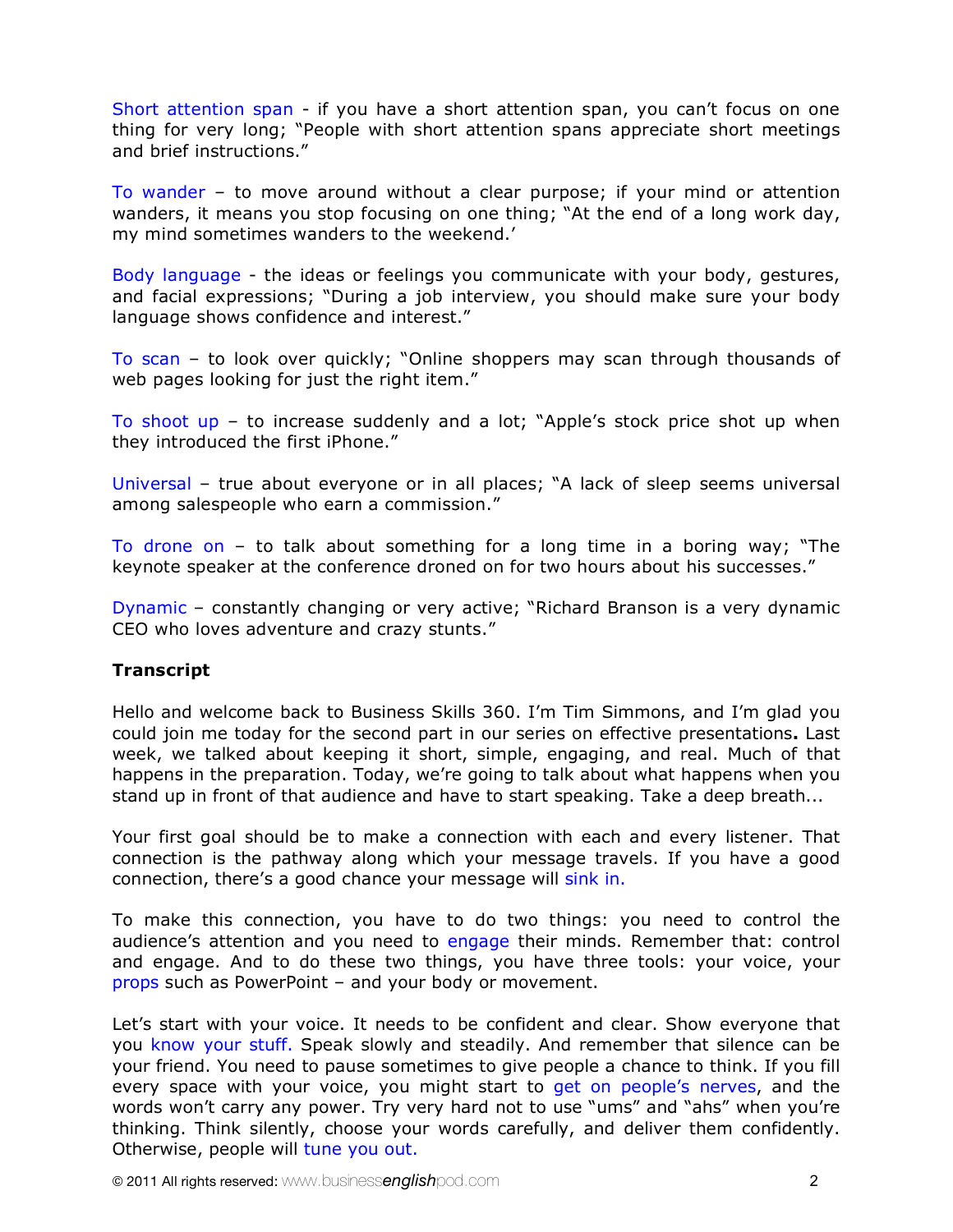Short attention span - if you have a short attention span, you can't focus on one thing for very long; "People with short attention spans appreciate short meetings and brief instructions."

To wander – to move around without a clear purpose; if your mind or attention wanders, it means you stop focusing on one thing; "At the end of a long work day, my mind sometimes wanders to the weekend.'

Body language - the ideas or feelings you communicate with your body, gestures, and facial expressions; "During a job interview, you should make sure your body language shows confidence and interest."

To scan – to look over quickly; "Online shoppers may scan through thousands of web pages looking for just the right item."

To shoot up – to increase suddenly and a lot; "Apple's stock price shot up when they introduced the first iPhone."

Universal – true about everyone or in all places; "A lack of sleep seems universal among salespeople who earn a commission."

To drone on – to talk about something for a long time in a boring way; "The keynote speaker at the conference droned on for two hours about his successes."

Dynamic – constantly changing or very active; "Richard Branson is a very dynamic CEO who loves adventure and crazy stunts."

**Transcript**

Hello and welcome back to Business Skills 360. I'm Tim Simmons, and I'm glad you could join me today for the second part in our series on effective presentations**.** Last week, we talked about keeping it short, simple, engaging, and real. Much of that happens in the preparation. Today, we're going to talk about what happens when you stand up in front of that audience and have to start speaking. Take a deep breath...

Your first goal should be to make a connection with each and every listener. That connection is the pathway along which your message travels. If you have a good connection, there's a good chance your message will sink in.

To make this connection, you have to do two things: you need to control the audience's attention and you need to engage their minds. Remember that: control and engage. And to do these two things, you have three tools: your voice, your props such as PowerPoint – and your body or movement.

Let's start with your voice. It needs to be confident and clear. Show everyone that you know your stuff. Speak slowly and steadily. And remember that silence can be your friend. You need to pause sometimes to give people a chance to think. If you fill every space with your voice, you might start to get on people's nerves, and the words won't carry any power. Try very hard not to use "ums" and "ahs" when you're thinking. Think silently, choose your words carefully, and deliver them confidently. Otherwise, people will tune you out.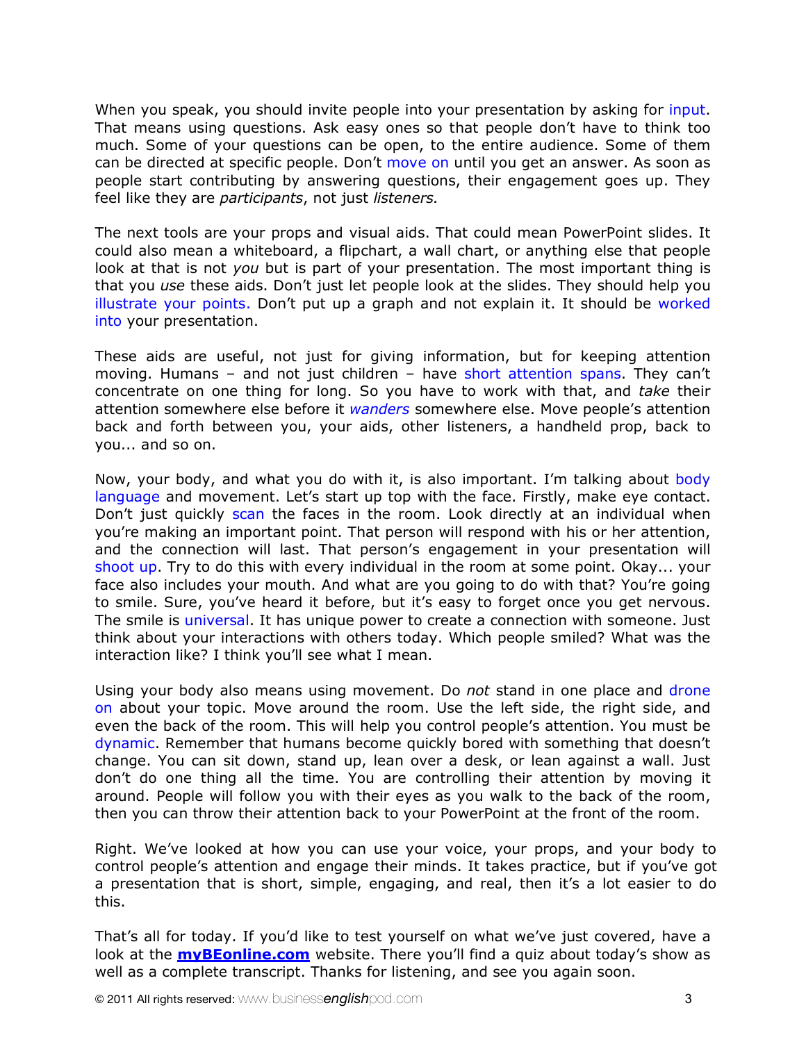When you speak, you should invite people into your presentation by asking for input. That means using questions. Ask easy ones so that people don't have to think too much. Some of your questions can be open, to the entire audience. Some of them can be directed at specific people. Don't move on until you get an answer. As soon as people start contributing by answering questions, their engagement goes up. They feel like they are *participants*, not just *listeners.*

The next tools are your props and visual aids. That could mean PowerPoint slides. It could also mean a whiteboard, a flipchart, a wall chart, or anything else that people look at that is not *you* but is part of your presentation. The most important thing is that you *use* these aids. Don't just let people look at the slides. They should help you illustrate your points. Don't put up a graph and not explain it. It should be worked into your presentation.

These aids are useful, not just for giving information, but for keeping attention moving. Humans – and not just children – have short attention spans. They can't concentrate on one thing for long. So you have to work with that, and *take* their attention somewhere else before it *wanders* somewhere else. Move people's attention back and forth between you, your aids, other listeners, a handheld prop, back to you... and so on.

Now, your body, and what you do with it, is also important. I'm talking about body language and movement. Let's start up top with the face. Firstly, make eye contact. Don't just quickly scan the faces in the room. Look directly at an individual when you're making an important point. That person will respond with his or her attention, and the connection will last. That person's engagement in your presentation will shoot up. Try to do this with every individual in the room at some point. Okay... your face also includes your mouth. And what are you going to do with that? You're going to smile. Sure, you've heard it before, but it's easy to forget once you get nervous. The smile is universal. It has unique power to create a connection with someone. Just think about your interactions with others today. Which people smiled? What was the interaction like? I think you'll see what I mean.

Using your body also means using movement. Do *not* stand in one place and drone on about your topic. Move around the room. Use the left side, the right side, and even the back of the room. This will help you control people's attention. You must be dynamic. Remember that humans become quickly bored with something that doesn't change. You can sit down, stand up, lean over a desk, or lean against a wall. Just don't do one thing all the time. You are controlling their attention by moving it around. People will follow you with their eyes as you walk to the back of the room, then you can throw their attention back to your PowerPoint at the front of the room.

Right. We've looked at how you can use your voice, your props, and your body to control people's attention and engage their minds. It takes practice, but if you've got a presentation that is short, simple, engaging, and real, then it's a lot easier to do this.

That's all for today. If you'd like to test yourself on what we've just covered, have a look at the **myBEonline.com** website. There you'll find a quiz about today's show as well as a complete transcript. Thanks for listening, and see you again soon.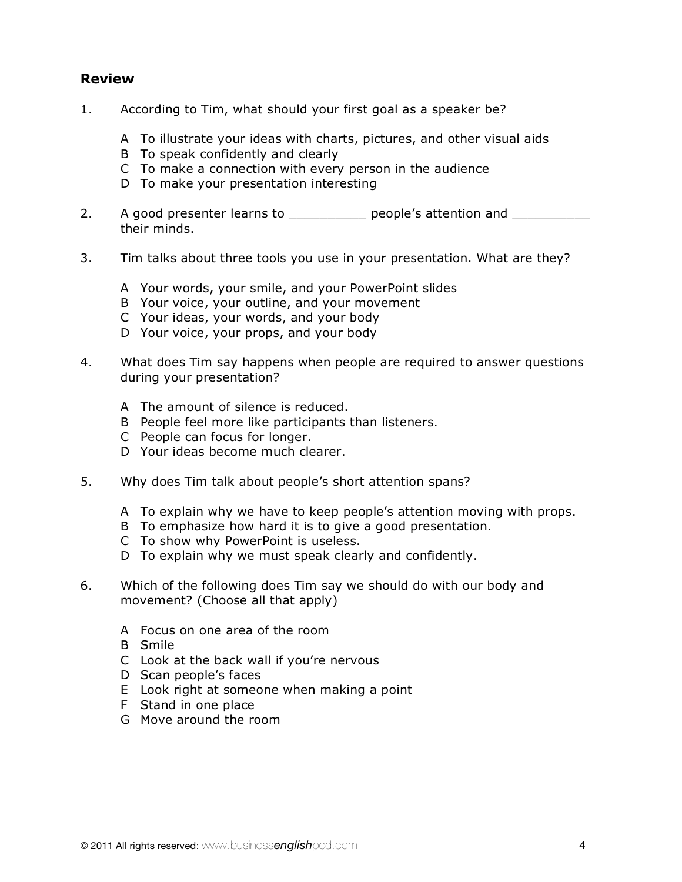## Review

1. According to Tim, what should your first goal as a speaker be?

   A To illustrate your ideas with charts, pictures, and other visual aids
   B To speak confidently and clearly
   C To make a connection with every person in the audience
   D To make your presentation interesting

2. A good presenter learns to __________ people's attention and __________ their minds.

3. Tim talks about three tools you use in your presentation. What are they?

   A Your words, your smile, and your PowerPoint slides
   B Your voice, your outline, and your movement
   C Your ideas, your words, and your body
   D Your voice, your props, and your body

4. What does Tim say happens when people are required to answer questions during your presentation?

   A The amount of silence is reduced.
   B People feel more like participants than listeners.
   C People can focus for longer.
   D Your ideas become much clearer.

5. Why does Tim talk about people's short attention spans?

   A To explain why we have to keep people's attention moving with props.
   B To emphasize how hard it is to give a good presentation.
   C To show why PowerPoint is useless.
   D To explain why we must speak clearly and confidently.

6. Which of the following does Tim say we should do with our body and movement? (Choose all that apply)

   A Focus on one area of the room
   B Smile
   C Look at the back wall if you're nervous
   D Scan people's faces
   E Look right at someone when making a point
   F Stand in one place
   G Move around the room

© 2011 All rights reserved: www.businessenglishpod.com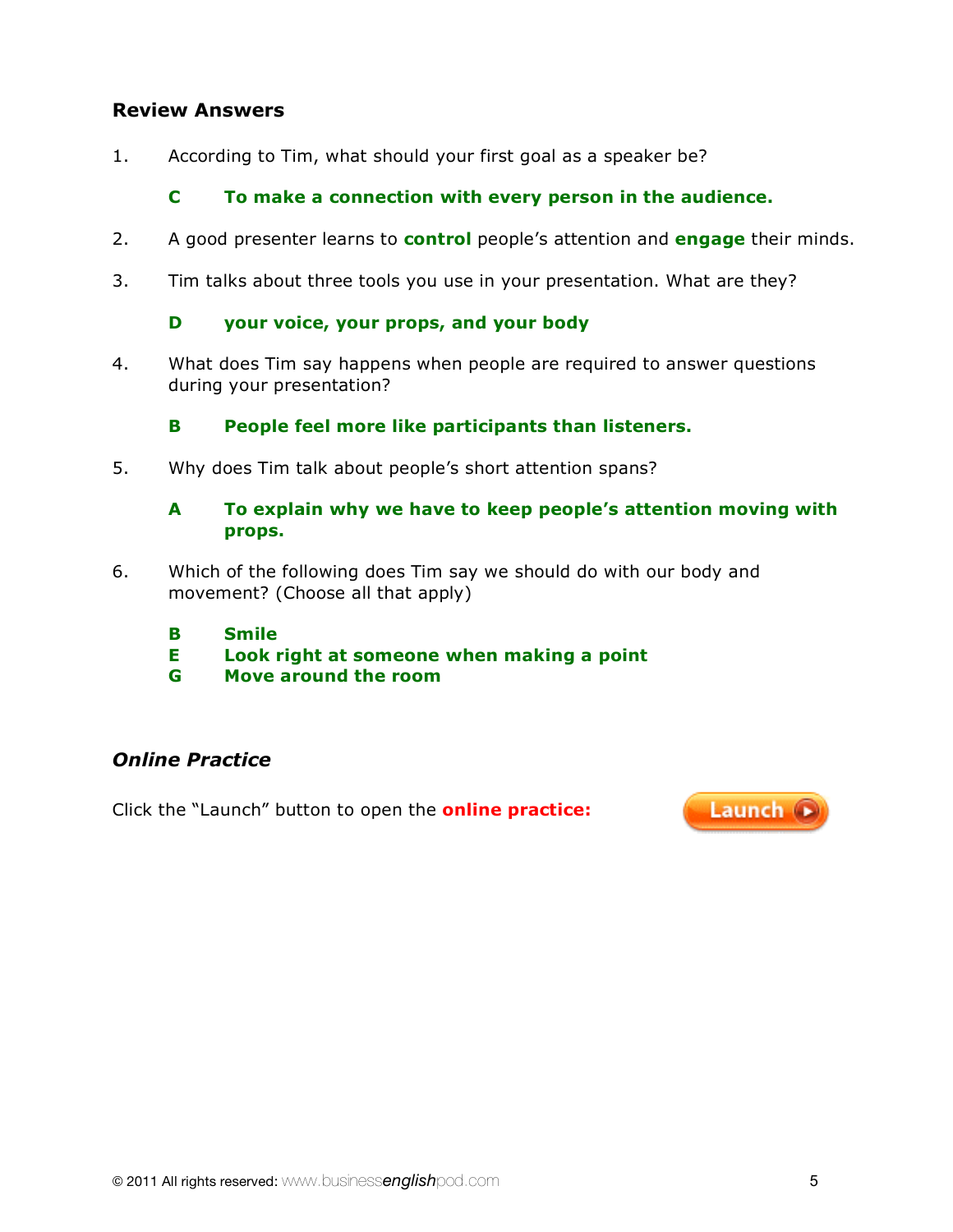## Review Answers

1. According to Tim, what should your first goal as a speaker be?

   **C To make a connection with every person in the audience.**

2. A good presenter learns to **control** people's attention and **engage** their minds.

3. Tim talks about three tools you use in your presentation. What are they?

   **D your voice, your props, and your body**

4. What does Tim say happens when people are required to answer questions during your presentation?

   **B People feel more like participants than listeners.**

5. Why does Tim talk about people's short attention spans?

   **A To explain why we have to keep people's attention moving with props.**

6. Which of the following does Tim say we should do with our body and movement? (Choose all that apply)

   **B Smile**
   **E Look right at someone when making a point**
   **G Move around the room**

### *Online Practice*

Click the "Launch" button to open the **online practice:** Launch

© 2011 All rights reserved: www.businessenglishpod.com